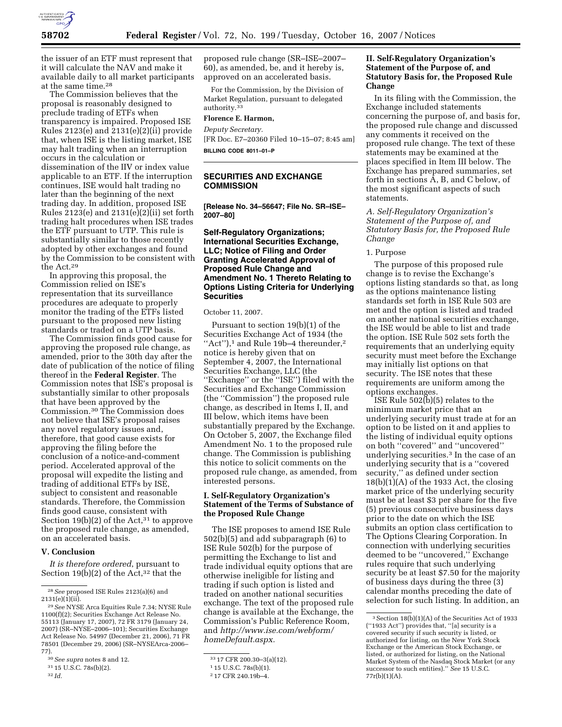the issuer of an ETF must represent that it will calculate the NAV and make it available daily to all market participants at the same time.[28]

The Commission believes that the proposal is reasonably designed to preclude trading of ETFs when transparency is impaired. Proposed ISE Rules 2123(e) and 2131(e)(2)(ii) provide that, when ISE is the listing market, ISE may halt trading when an interruption occurs in the calculation or dissemination of the IIV or index value applicable to an ETF. If the interruption continues, ISE would halt trading no later than the beginning of the next trading day. In addition, proposed ISE Rules 2123(e) and 2131(e)(2)(ii) set forth trading halt procedures when ISE trades the ETF pursuant to UTP. This rule is substantially similar to those recently adopted by other exchanges and found by the Commission to be consistent with the Act.[29]

In approving this proposal, the Commission relied on ISE's representation that its surveillance procedures are adequate to properly monitor the trading of the ETFs listed pursuant to the proposed new listing standards or traded on a UTP basis.

The Commission finds good cause for approving the proposed rule change, as amended, prior to the 30th day after the date of publication of the notice of filing thereof in the **Federal Register**. The Commission notes that ISE's proposal is substantially similar to other proposals that have been approved by the Commission.[30] The Commission does not believe that ISE's proposal raises any novel regulatory issues and, therefore, that good cause exists for approving the filing before the conclusion of a notice-and-comment period. Accelerated approval of the proposal will expedite the listing and trading of additional ETFs by ISE, subject to consistent and reasonable standards. Therefore, the Commission finds good cause, consistent with Section 19(b)(2) of the Act,[31] to approve the proposed rule change, as amended, on an accelerated basis.

### V. Conclusion

*It is therefore ordered*, pursuant to Section 19(b)(2) of the Act,[32] that the proposed rule change (SR–ISE–2007–60), as amended, be, and it hereby is, approved on an accelerated basis.

For the Commission, by the Division of Market Regulation, pursuant to delegated authority.[33]

**Florence E. Harmon,**

*Deputy Secretary.*

[FR Doc. E7–20360 Filed 10–15–07; 8:45 am]

**BILLING CODE 8011–01–P**

[28] *See* proposed ISE Rules 2123(a)(6) and 2131(e)(1)(ii).

[29] *See* NYSE Arca Equities Rule 7.34; NYSE Rule 1100(f)(2); Securities Exchange Act Release No. 55113 (January 17, 2007), 72 FR 3179 (January 24, 2007) (SR–NYSE–2006–101); Securities Exchange Act Release No. 54997 (December 21, 2006), 71 FR 78501 (December 29, 2006) (SR–NYSEArca-2006–77).

[30] *See supra* notes 8 and 12.

[31] 15 U.S.C. 78s(b)(2).

[32] *Id.*

[33] 17 CFR 200.30–3(a)(12).

## SECURITIES AND EXCHANGE COMMISSION

**[Release No. 34–56647; File No. SR–ISE–2007–80]**

### Self-Regulatory Organizations; International Securities Exchange, LLC; Notice of Filing and Order Granting Accelerated Approval of Proposed Rule Change and Amendment No. 1 Thereto Relating to Options Listing Criteria for Underlying Securities

October 11, 2007.

Pursuant to section 19(b)(1) of the Securities Exchange Act of 1934 (the "Act"),[1] and Rule 19b–4 thereunder,[2] notice is hereby given that on September 4, 2007, the International Securities Exchange, LLC (the "Exchange" or the "ISE") filed with the Securities and Exchange Commission (the "Commission") the proposed rule change, as described in Items I, II, and III below, which items have been substantially prepared by the Exchange. On October 5, 2007, the Exchange filed Amendment No. 1 to the proposed rule change. The Commission is publishing this notice to solicit comments on the proposed rule change, as amended, from interested persons.

### I. Self-Regulatory Organization's Statement of the Terms of Substance of the Proposed Rule Change

The ISE proposes to amend ISE Rule 502(b)(5) and add subparagraph (6) to ISE Rule 502(b) for the purpose of permitting the Exchange to list and trade individual equity options that are otherwise ineligible for listing and trading if such option is listed and traded on another national securities exchange. The text of the proposed rule change is available at the Exchange, the Commission's Public Reference Room, and *http://www.ise.com/webform/homeDefault.aspx.*

[1] 15 U.S.C. 78s(b)(1).

[2] 17 CFR 240.19b–4.

### II. Self-Regulatory Organization's Statement of the Purpose of, and Statutory Basis for, the Proposed Rule Change

In its filing with the Commission, the Exchange included statements concerning the purpose of, and basis for, the proposed rule change and discussed any comments it received on the proposed rule change. The text of these statements may be examined at the places specified in Item III below. The Exchange has prepared summaries, set forth in sections A, B, and C below, of the most significant aspects of such statements.

*A. Self-Regulatory Organization's Statement of the Purpose of, and Statutory Basis for, the Proposed Rule Change*

1. Purpose

The purpose of this proposed rule change is to revise the Exchange's options listing standards so that, as long as the options maintenance listing standards set forth in ISE Rule 503 are met and the option is listed and traded on another national securities exchange, the ISE would be able to list and trade the option. ISE Rule 502 sets forth the requirements that an underlying equity security must meet before the Exchange may initially list options on that security. The ISE notes that these requirements are uniform among the options exchanges.

ISE Rule 502(b)(5) relates to the minimum market price that an underlying security must trade at for an option to be listed on it and applies to the listing of individual equity options on both "covered" and "uncovered" underlying securities.[3] In the case of an underlying security that is a "covered security," as defined under section 18(b)(1)(A) of the 1933 Act, the closing market price of the underlying security must be at least $3 per share for the five (5) previous consecutive business days prior to the date on which the ISE submits an option class certification to The Options Clearing Corporation. In connection with underlying securities deemed to be "uncovered," Exchange rules require that such underlying security be at least $7.50 for the majority of business days during the three (3) calendar months preceding the date of selection for such listing. In addition, an

[3] Section 18(b)(1)(A) of the Securities Act of 1933 ("1933 Act") provides that, "[a] security is a covered security if such security is listed, or authorized for listing, on the New York Stock Exchange or the American Stock Exchange, or listed, or authorized for listing, on the National Market System of the Nasdaq Stock Market (or any successor to such entities)." *See* 15 U.S.C. 77r(b)(1)(A).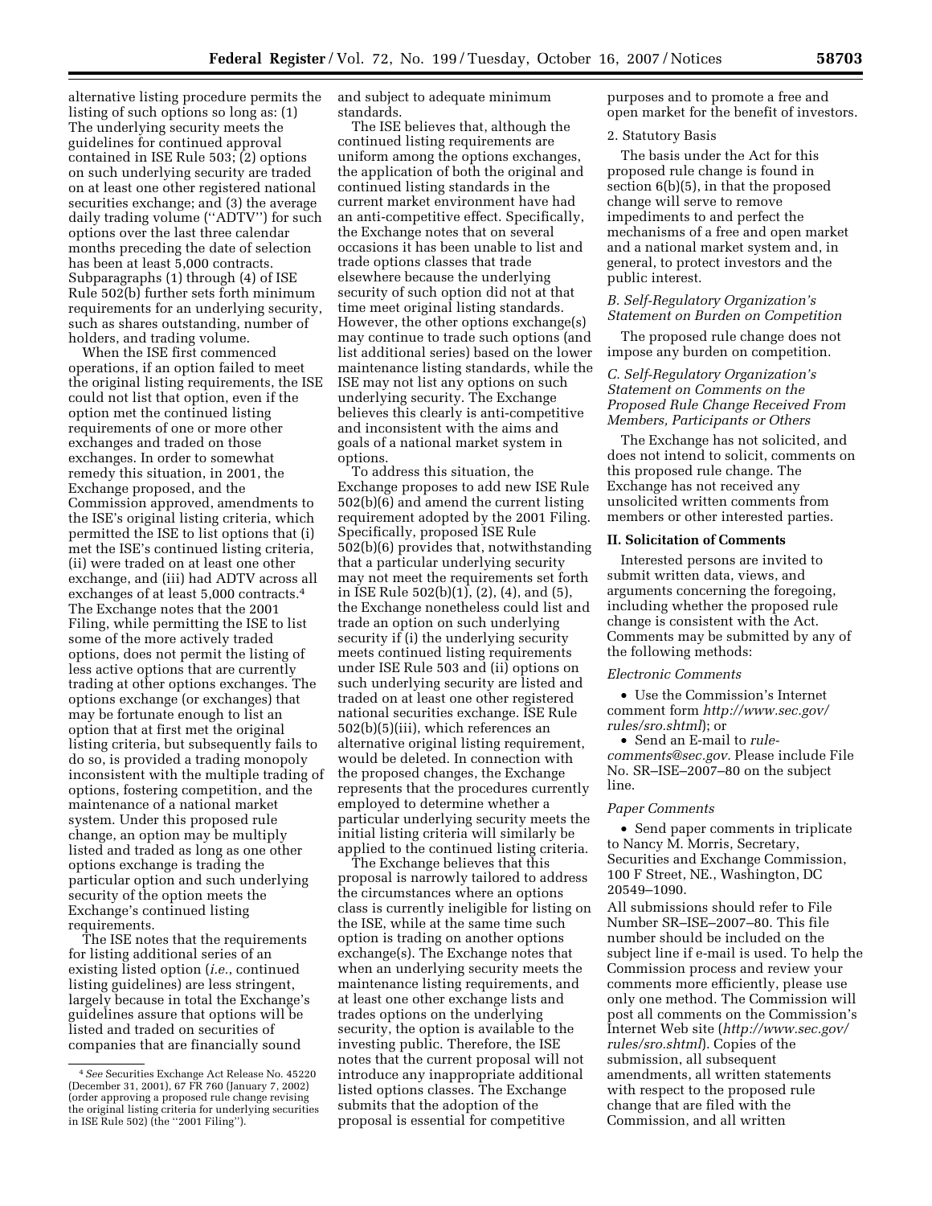alternative listing procedure permits the listing of such options so long as: (1) The underlying security meets the guidelines for continued approval contained in ISE Rule 503; (2) options on such underlying security are traded on at least one other registered national securities exchange; and (3) the average daily trading volume (''ADTV'') for such options over the last three calendar months preceding the date of selection has been at least 5,000 contracts. Subparagraphs (1) through (4) of ISE Rule 502(b) further sets forth minimum requirements for an underlying security, such as shares outstanding, number of holders, and trading volume.

When the ISE first commenced operations, if an option failed to meet the original listing requirements, the ISE could not list that option, even if the option met the continued listing requirements of one or more other exchanges and traded on those exchanges. In order to somewhat remedy this situation, in 2001, the Exchange proposed, and the Commission approved, amendments to the ISE's original listing criteria, which permitted the ISE to list options that (i) met the ISE's continued listing criteria, (ii) were traded on at least one other exchange, and (iii) had ADTV across all exchanges of at least 5,000 contracts.[4] The Exchange notes that the 2001 Filing, while permitting the ISE to list some of the more actively traded options, does not permit the listing of less active options that are currently trading at other options exchanges. The options exchange (or exchanges) that may be fortunate enough to list an option that at first met the original listing criteria, but subsequently fails to do so, is provided a trading monopoly inconsistent with the multiple trading of options, fostering competition, and the maintenance of a national market system. Under this proposed rule change, an option may be multiply listed and traded as long as one other options exchange is trading the particular option and such underlying security of the option meets the Exchange's continued listing requirements.

The ISE notes that the requirements for listing additional series of an existing listed option (*i.e.*, continued listing guidelines) are less stringent, largely because in total the Exchange's guidelines assure that options will be listed and traded on securities of companies that are financially sound and subject to adequate minimum standards.

The ISE believes that, although the continued listing requirements are uniform among the options exchanges, the application of both the original and continued listing standards in the current market environment have had an anti-competitive effect. Specifically, the Exchange notes that on several occasions it has been unable to list and trade options classes that trade elsewhere because the underlying security of such option did not at that time meet original listing standards. However, the other options exchange(s) may continue to trade such options (and list additional series) based on the lower maintenance listing standards, while the ISE may not list any options on such underlying security. The Exchange believes this clearly is anti-competitive and inconsistent with the aims and goals of a national market system in options.

To address this situation, the Exchange proposes to add new ISE Rule 502(b)(6) and amend the current listing requirement adopted by the 2001 Filing. Specifically, proposed ISE Rule 502(b)(6) provides that, notwithstanding that a particular underlying security may not meet the requirements set forth in ISE Rule 502(b)(1), (2), (4), and (5), the Exchange nonetheless could list and trade an option on such underlying security if (i) the underlying security meets continued listing requirements under ISE Rule 503 and (ii) options on such underlying security are listed and traded on at least one other registered national securities exchange. ISE Rule 502(b)(5)(iii), which references an alternative original listing requirement, would be deleted. In connection with the proposed changes, the Exchange represents that the procedures currently employed to determine whether a particular underlying security meets the initial listing criteria will similarly be applied to the continued listing criteria.

The Exchange believes that this proposal is narrowly tailored to address the circumstances where an options class is currently ineligible for listing on the ISE, while at the same time such option is trading on another options exchange(s). The Exchange notes that when an underlying security meets the maintenance listing requirements, and at least one other exchange lists and trades options on the underlying security, the option is available to the investing public. Therefore, the ISE notes that the current proposal will not introduce any inappropriate additional listed options classes. The Exchange submits that the adoption of the proposal is essential for competitive purposes and to promote a free and open market for the benefit of investors.

2. Statutory Basis

The basis under the Act for this proposed rule change is found in section 6(b)(5), in that the proposed change will serve to remove impediments to and perfect the mechanisms of a free and open market and a national market system and, in general, to protect investors and the public interest.

### *B. Self-Regulatory Organization's Statement on Burden on Competition*

The proposed rule change does not impose any burden on competition.

### *C. Self-Regulatory Organization's Statement on Comments on the Proposed Rule Change Received From Members, Participants or Others*

The Exchange has not solicited, and does not intend to solicit, comments on this proposed rule change. The Exchange has not received any unsolicited written comments from members or other interested parties.

## II. Solicitation of Comments

Interested persons are invited to submit written data, views, and arguments concerning the foregoing, including whether the proposed rule change is consistent with the Act. Comments may be submitted by any of the following methods:

*Electronic Comments*

- Use the Commission's Internet comment form *http://www.sec.gov/rules/sro.shtml*); or
- Send an E-mail to *rule-comments@sec.gov.* Please include File No. SR–ISE–2007–80 on the subject line.

*Paper Comments*

- Send paper comments in triplicate to Nancy M. Morris, Secretary, Securities and Exchange Commission, 100 F Street, NE., Washington, DC 20549–1090.

All submissions should refer to File Number SR–ISE–2007–80. This file number should be included on the subject line if e-mail is used. To help the Commission process and review your comments more efficiently, please use only one method. The Commission will post all comments on the Commission's Internet Web site (*http://www.sec.gov/rules/sro.shtml*). Copies of the submission, all subsequent amendments, all written statements with respect to the proposed rule change that are filed with the Commission, and all written

---

[4] *See* Securities Exchange Act Release No. 45220 (December 31, 2001), 67 FR 760 (January 7, 2002) (order approving a proposed rule change revising the original listing criteria for underlying securities in ISE Rule 502) (the ''2001 Filing'').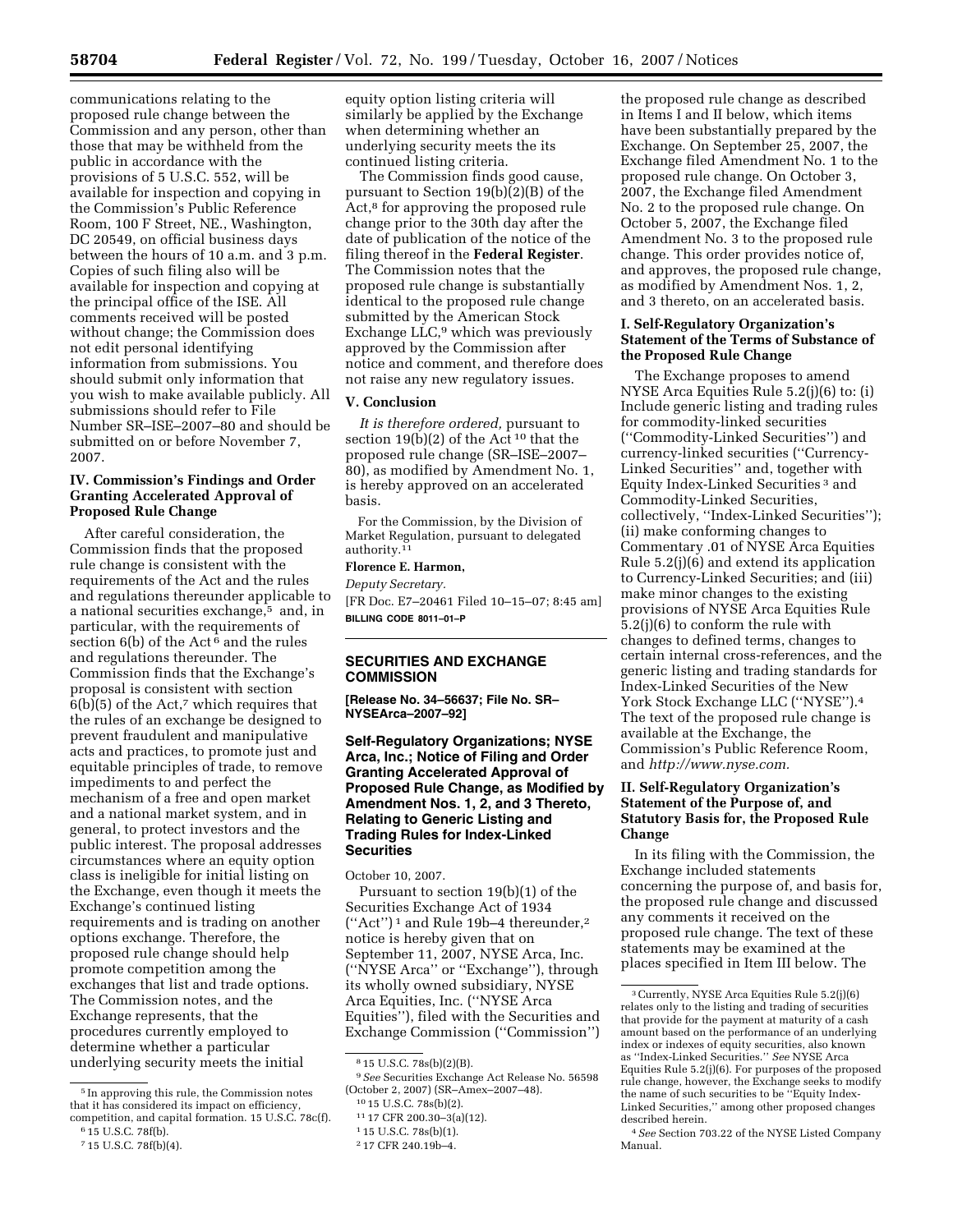communications relating to the proposed rule change between the Commission and any person, other than those that may be withheld from the public in accordance with the provisions of 5 U.S.C. 552, will be available for inspection and copying in the Commission's Public Reference Room, 100 F Street, NE., Washington, DC 20549, on official business days between the hours of 10 a.m. and 3 p.m. Copies of such filing also will be available for inspection and copying at the principal office of the ISE. All comments received will be posted without change; the Commission does not edit personal identifying information from submissions. You should submit only information that you wish to make available publicly. All submissions should refer to File Number SR–ISE–2007–80 and should be submitted on or before November 7, 2007.

### IV. Commission's Findings and Order Granting Accelerated Approval of Proposed Rule Change

After careful consideration, the Commission finds that the proposed rule change is consistent with the requirements of the Act and the rules and regulations thereunder applicable to a national securities exchange,[5] and, in particular, with the requirements of section 6(b) of the Act[6] and the rules and regulations thereunder. The Commission finds that the Exchange's proposal is consistent with section 6(b)(5) of the Act,[7] which requires that the rules of an exchange be designed to prevent fraudulent and manipulative acts and practices, to promote just and equitable principles of trade, to remove impediments to and perfect the mechanism of a free and open market and a national market system, and in general, to protect investors and the public interest. The proposal addresses circumstances where an equity option class is ineligible for initial listing on the Exchange, even though it meets the Exchange's continued listing requirements and is trading on another options exchange. Therefore, the proposed rule change should help promote competition among the exchanges that list and trade options. The Commission notes, and the Exchange represents, that the procedures currently employed to determine whether a particular underlying security meets the initial equity option listing criteria will similarly be applied by the Exchange when determining whether an underlying security meets the its continued listing criteria.

The Commission finds good cause, pursuant to Section 19(b)(2)(B) of the Act,[8] for approving the proposed rule change prior to the 30th day after the date of publication of the notice of the filing thereof in the **Federal Register**. The Commission notes that the proposed rule change is substantially identical to the proposed rule change submitted by the American Stock Exchange LLC,[9] which was previously approved by the Commission after notice and comment, and therefore does not raise any new regulatory issues.

### V. Conclusion

*It is therefore ordered,* pursuant to section 19(b)(2) of the Act[10] that the proposed rule change (SR–ISE–2007–80), as modified by Amendment No. 1, is hereby approved on an accelerated basis.

For the Commission, by the Division of Market Regulation, pursuant to delegated authority.[11]

**Florence E. Harmon,**

*Deputy Secretary.*

[FR Doc. E7–20461 Filed 10–15–07; 8:45 am]

**BILLING CODE 8011–01–P**

[5] In approving this rule, the Commission notes that it has considered its impact on efficiency, competition, and capital formation. 15 U.S.C. 78c(f).

[6] 15 U.S.C. 78f(b).

[7] 15 U.S.C. 78f(b)(4).

[8] 15 U.S.C. 78s(b)(2)(B).

[9] *See* Securities Exchange Act Release No. 56598 (October 2, 2007) (SR–Amex–2007–48).

[10] 15 U.S.C. 78s(b)(2).

[11] 17 CFR 200.30–3(a)(12).

## SECURITIES AND EXCHANGE COMMISSION

**[Release No. 34–56637; File No. SR–NYSEArca–2007–92]**

## Self-Regulatory Organizations; NYSE Arca, Inc.; Notice of Filing and Order Granting Accelerated Approval of Proposed Rule Change, as Modified by Amendment Nos. 1, 2, and 3 Thereto, Relating to Generic Listing and Trading Rules for Index-Linked Securities

October 10, 2007.

Pursuant to section 19(b)(1) of the Securities Exchange Act of 1934 ("Act")[1] and Rule 19b–4 thereunder,[2] notice is hereby given that on September 11, 2007, NYSE Arca, Inc. ("NYSE Arca" or "Exchange"), through its wholly owned subsidiary, NYSE Arca Equities, Inc. ("NYSE Arca Equities"), filed with the Securities and Exchange Commission ("Commission") the proposed rule change as described in Items I and II below, which items have been substantially prepared by the Exchange. On September 25, 2007, the Exchange filed Amendment No. 1 to the proposed rule change. On October 3, 2007, the Exchange filed Amendment No. 2 to the proposed rule change. On October 5, 2007, the Exchange filed Amendment No. 3 to the proposed rule change. This order provides notice of, and approves, the proposed rule change, as modified by Amendment Nos. 1, 2, and 3 thereto, on an accelerated basis.

### I. Self-Regulatory Organization's Statement of the Terms of Substance of the Proposed Rule Change

The Exchange proposes to amend NYSE Arca Equities Rule 5.2(j)(6) to: (i) Include generic listing and trading rules for commodity-linked securities ("Commodity-Linked Securities") and currency-linked securities ("Currency-Linked Securities" and, together with Equity Index-Linked Securities[3] and Commodity-Linked Securities, collectively, "Index-Linked Securities"); (ii) make conforming changes to Commentary .01 of NYSE Arca Equities Rule 5.2(j)(6) and extend its application to Currency-Linked Securities; and (iii) make minor changes to the existing provisions of NYSE Arca Equities Rule 5.2(j)(6) to conform the rule with changes to defined terms, changes to certain internal cross-references, and the generic listing and trading standards for Index-Linked Securities of the New York Stock Exchange LLC ("NYSE").[4] The text of the proposed rule change is available at the Exchange, the Commission's Public Reference Room, and *http://www.nyse.com.*

### II. Self-Regulatory Organization's Statement of the Purpose of, and Statutory Basis for, the Proposed Rule Change

In its filing with the Commission, the Exchange included statements concerning the purpose of, and basis for, the proposed rule change and discussed any comments it received on the proposed rule change. The text of these statements may be examined at the places specified in Item III below. The

[1] 15 U.S.C. 78s(b)(1).

[2] 17 CFR 240.19b–4.

[3] Currently, NYSE Arca Equities Rule 5.2(j)(6) relates only to the listing and trading of securities that provide for the payment at maturity of a cash amount based on the performance of an underlying index or indexes of equity securities, also known as "Index-Linked Securities." *See* NYSE Arca Equities Rule 5.2(j)(6). For purposes of the proposed rule change, however, the Exchange seeks to modify the name of such securities to be "Equity Index-Linked Securities," among other proposed changes described herein.

[4] *See* Section 703.22 of the NYSE Listed Company Manual.